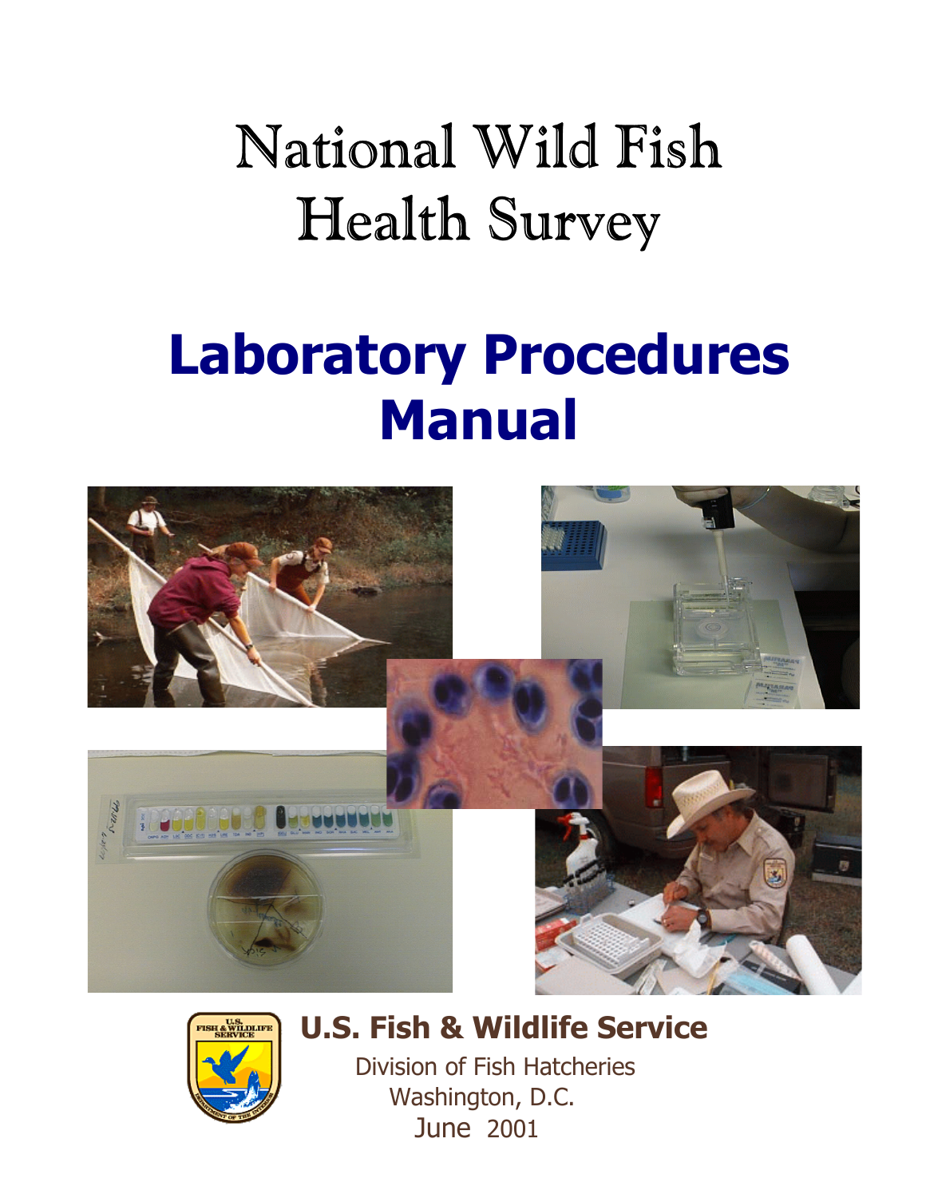# National Wild Fish Health Survey

# Laboratory Procedures Manual

**U.S. Fish & Wildlife Service**

Division of Fish Hatcheries
Washington, D.C.
June 2001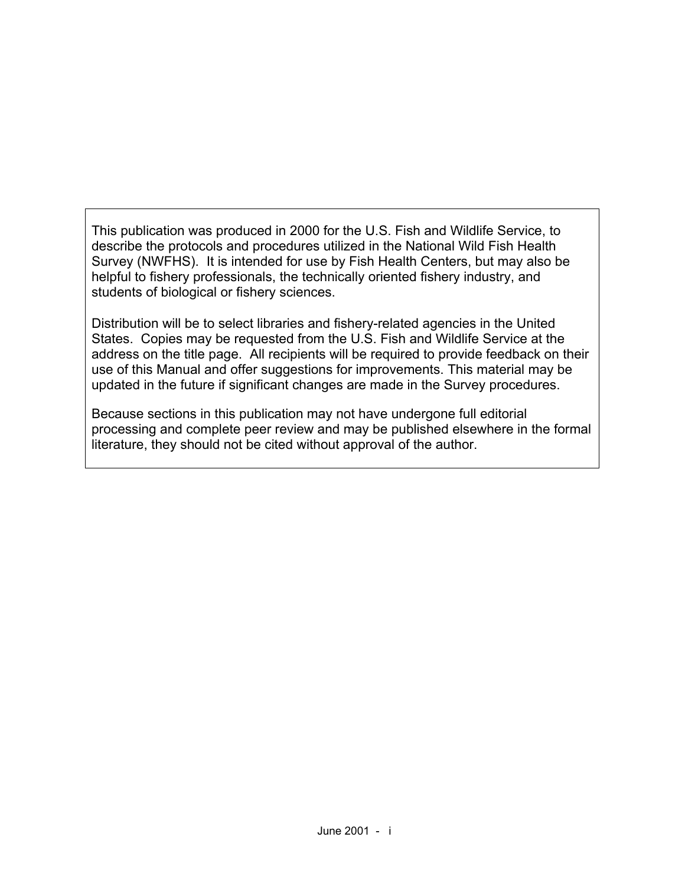This publication was produced in 2000 for the U.S. Fish and Wildlife Service, to describe the protocols and procedures utilized in the National Wild Fish Health Survey (NWFHS). It is intended for use by Fish Health Centers, but may also be helpful to fishery professionals, the technically oriented fishery industry, and students of biological or fishery sciences.

Distribution will be to select libraries and fishery-related agencies in the United States. Copies may be requested from the U.S. Fish and Wildlife Service at the address on the title page. All recipients will be required to provide feedback on their use of this Manual and offer suggestions for improvements. This material may be updated in the future if significant changes are made in the Survey procedures.

Because sections in this publication may not have undergone full editorial processing and complete peer review and may be published elsewhere in the formal literature, they should not be cited without approval of the author.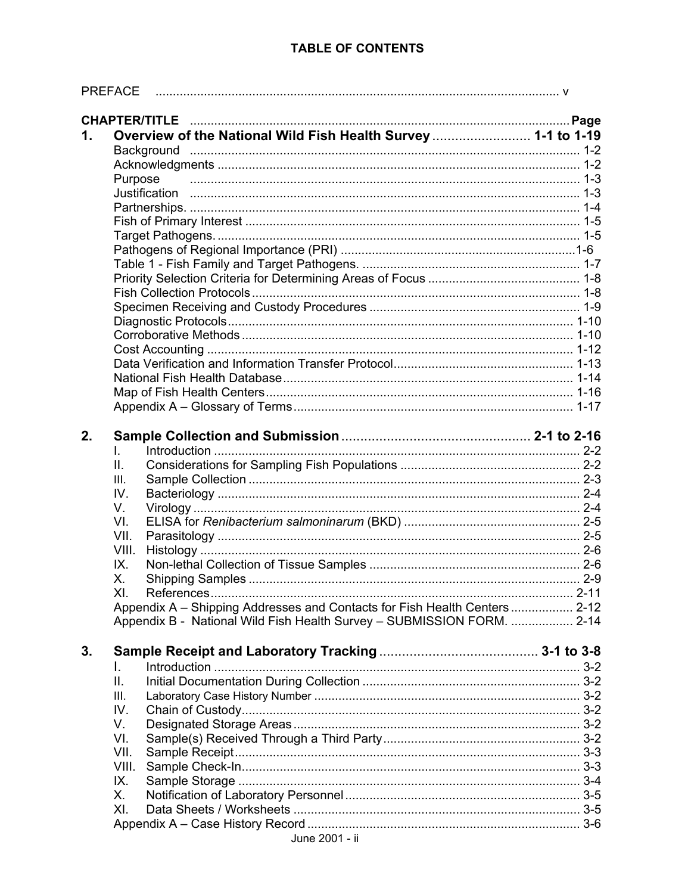# TABLE OF CONTENTS

| | | |
|---|---|---|
| PREFACE | | v |
| **CHAPTER/TITLE** | | **Page** |
| **1.** | **Overview of the National Wild Fish Health Survey** | **1-1 to 1-19** |
| | Background | 1-2 |
| | Acknowledgments | 1-2 |
| | Purpose | 1-3 |
| | Justification | 1-3 |
| | Partnerships. | 1-4 |
| | Fish of Primary Interest | 1-5 |
| | Target Pathogens. | 1-5 |
| | Pathogens of Regional Importance (PRI) | 1-6 |
| | Table 1 - Fish Family and Target Pathogens. | 1-7 |
| | Priority Selection Criteria for Determining Areas of Focus | 1-8 |
| | Fish Collection Protocols | 1-8 |
| | Specimen Receiving and Custody Procedures | 1-9 |
| | Diagnostic Protocols | 1-10 |
| | Corroborative Methods | 1-10 |
| | Cost Accounting | 1-12 |
| | Data Verification and Information Transfer Protocol | 1-13 |
| | National Fish Health Database | 1-14 |
| | Map of Fish Health Centers | 1-16 |
| | Appendix A – Glossary of Terms | 1-17 |
| **2.** | **Sample Collection and Submission** | **2-1 to 2-16** |
| | I. Introduction | 2-2 |
| | II. Considerations for Sampling Fish Populations | 2-2 |
| | III. Sample Collection | 2-3 |
| | IV. Bacteriology | 2-4 |
| | V. Virology | 2-4 |
| | VI. ELISA for *Renibacterium salmoninarum* (BKD) | 2-5 |
| | VII. Parasitology | 2-5 |
| | VIII. Histology | 2-6 |
| | IX. Non-lethal Collection of Tissue Samples | 2-6 |
| | X. Shipping Samples | 2-9 |
| | XI. References | 2-11 |
| | Appendix A – Shipping Addresses and Contacts for Fish Health Centers | 2-12 |
| | Appendix B - National Wild Fish Health Survey – SUBMISSION FORM. | 2-14 |
| **3.** | **Sample Receipt and Laboratory Tracking** | **3-1 to 3-8** |
| | I. Introduction | 3-2 |
| | II. Initial Documentation During Collection | 3-2 |
| | III. Laboratory Case History Number | 3-2 |
| | IV. Chain of Custody | 3-2 |
| | V. Designated Storage Areas | 3-2 |
| | VI. Sample(s) Received Through a Third Party | 3-2 |
| | VII. Sample Receipt | 3-3 |
| | VIII. Sample Check-In | 3-3 |
| | IX. Sample Storage | 3-4 |
| | X. Notification of Laboratory Personnel | 3-5 |
| | XI. Data Sheets / Worksheets | 3-5 |
| | Appendix A – Case History Record | 3-6 |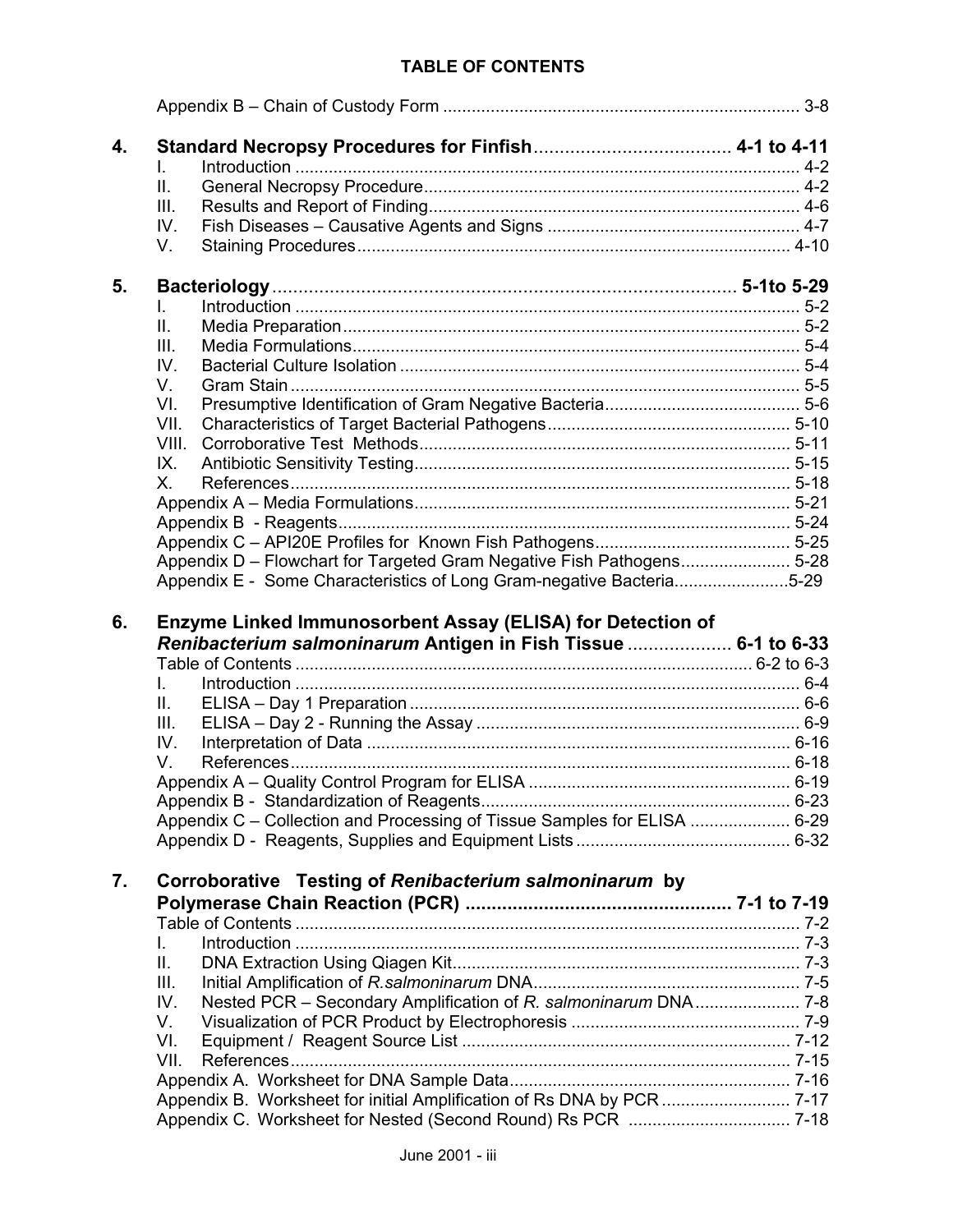## TABLE OF CONTENTS

Appendix B – Chain of Custody Form .......................................................................... 3-8

**4. Standard Necropsy Procedures for Finfish...................................... 4-1 to 4-11**

- I. Introduction .......................................................................................................... 4-2
- II. General Necropsy Procedure.............................................................................. 4-2
- III. Results and Report of Finding............................................................................. 4-6
- IV. Fish Diseases – Causative Agents and Signs ..................................................... 4-7
- V. Staining Procedures........................................................................................... 4-10

**5. Bacteriology.......................................................................................... 5-1to 5-29**

- I. Introduction .......................................................................................................... 5-2
- II. Media Preparation ................................................................................................ 5-2
- III. Media Formulations.............................................................................................. 5-4
- IV. Bacterial Culture Isolation .................................................................................... 5-4
- V. Gram Stain ........................................................................................................... 5-5
- VI. Presumptive Identification of Gram Negative Bacteria......................................... 5-6
- VII. Characteristics of Target Bacterial Pathogens................................................... 5-10
- VIII. Corroborative Test Methods.............................................................................. 5-11
- IX. Antibiotic Sensitivity Testing............................................................................... 5-15
- X. References......................................................................................................... 5-18

Appendix A – Media Formulations............................................................................... 5-21
Appendix B - Reagents............................................................................................... 5-24
Appendix C – API20E Profiles for Known Fish Pathogens......................................... 5-25
Appendix D – Flowchart for Targeted Gram Negative Fish Pathogens....................... 5-28
Appendix E - Some Characteristics of Long Gram-negative Bacteria........................5-29

**6. Enzyme Linked Immunosorbent Assay (ELISA) for Detection of *Renibacterium salmoninarum* Antigen in Fish Tissue .................... 6-1 to 6-33**

Table of Contents ............................................................................................. 6-2 to 6-3

- I. Introduction .......................................................................................................... 6-4
- II. ELISA – Day 1 Preparation .................................................................................. 6-6
- III. ELISA – Day 2 - Running the Assay .................................................................... 6-9
- IV. Interpretation of Data ......................................................................................... 6-16
- V. References......................................................................................................... 6-18

Appendix A – Quality Control Program for ELISA ....................................................... 6-19
Appendix B - Standardization of Reagents................................................................. 6-23
Appendix C – Collection and Processing of Tissue Samples for ELISA ..................... 6-29
Appendix D - Reagents, Supplies and Equipment Lists ............................................. 6-32

**7. Corroborative Testing of *Renibacterium salmoninarum* by Polymerase Chain Reaction (PCR) .................................................. 7-1 to 7-19**

Table of Contents ......................................................................................................... 7-2

- I. Introduction .......................................................................................................... 7-3
- II. DNA Extraction Using Qiagen Kit......................................................................... 7-3
- III. Initial Amplification of *R.salmoninarum* DNA........................................................ 7-5
- IV. Nested PCR – Secondary Amplification of *R. salmoninarum* DNA...................... 7-8
- V. Visualization of PCR Product by Electrophoresis ................................................ 7-9
- VI. Equipment / Reagent Source List ...................................................................... 7-12
- VII. References......................................................................................................... 7-15

Appendix A. Worksheet for DNA Sample Data........................................................... 7-16
Appendix B. Worksheet for initial Amplification of Rs DNA by PCR ........................... 7-17
Appendix C. Worksheet for Nested (Second Round) Rs PCR .................................. 7-18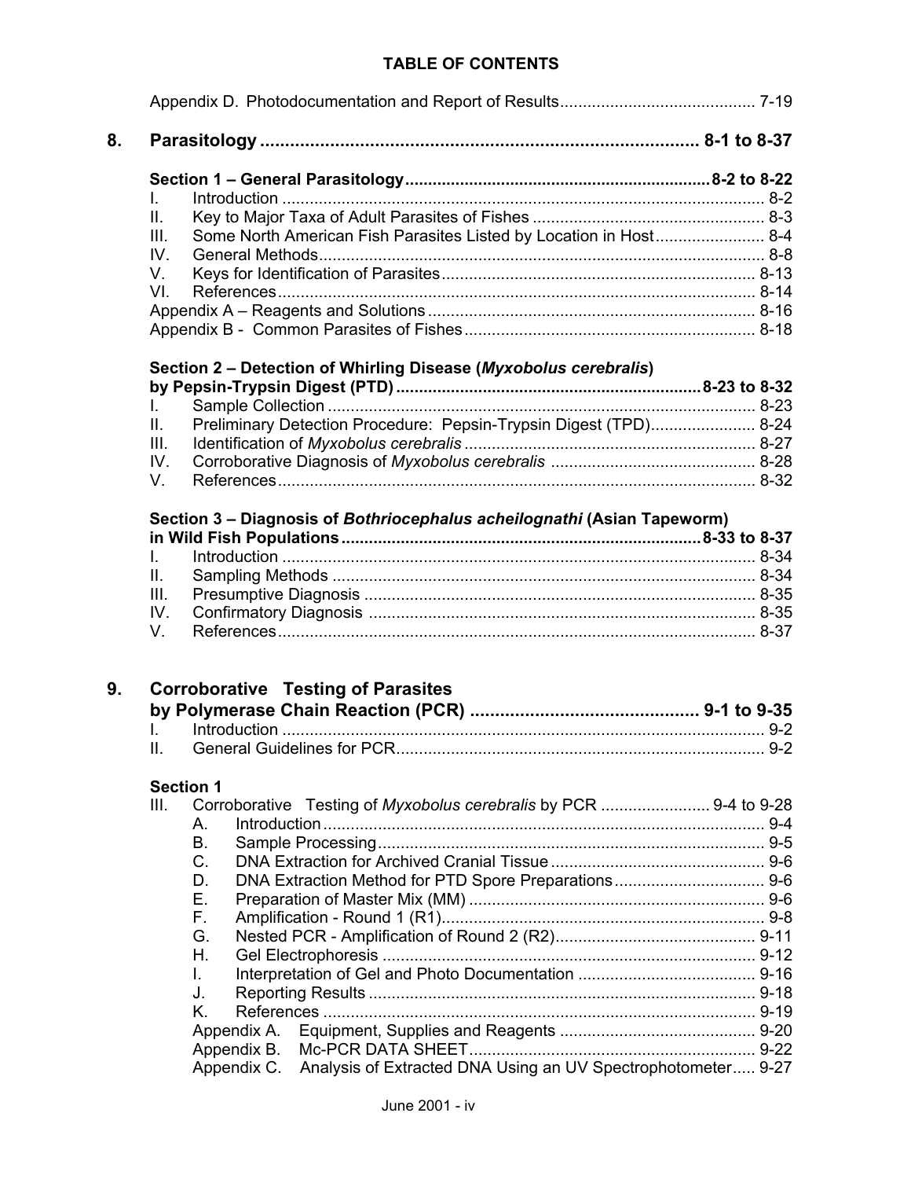# TABLE OF CONTENTS

Appendix D. Photodocumentation and Report of Results .......... 7-19

**8. Parasitology .......... 8-1 to 8-37**

**Section 1 – General Parasitology .......... 8-2 to 8-22**

I. Introduction .......... 8-2
II. Key to Major Taxa of Adult Parasites of Fishes .......... 8-3
III. Some North American Fish Parasites Listed by Location in Host .......... 8-4
IV. General Methods .......... 8-8
V. Keys for Identification of Parasites .......... 8-13
VI. References .......... 8-14
Appendix A – Reagents and Solutions .......... 8-16
Appendix B - Common Parasites of Fishes .......... 8-18

**Section 2 – Detection of Whirling Disease (*Myxobolus cerebralis*) by Pepsin-Trypsin Digest (PTD) .......... 8-23 to 8-32**

I. Sample Collection .......... 8-23
II. Preliminary Detection Procedure: Pepsin-Trypsin Digest (TPD) .......... 8-24
III. Identification of *Myxobolus cerebralis* .......... 8-27
IV. Corroborative Diagnosis of *Myxobolus cerebralis* .......... 8-28
V. References .......... 8-32

**Section 3 – Diagnosis of *Bothriocephalus acheilognathi* (Asian Tapeworm) in Wild Fish Populations .......... 8-33 to 8-37**

I. Introduction .......... 8-34
II. Sampling Methods .......... 8-34
III. Presumptive Diagnosis .......... 8-35
IV. Confirmatory Diagnosis .......... 8-35
V. References .......... 8-37

**9. Corroborative Testing of Parasites by Polymerase Chain Reaction (PCR) .......... 9-1 to 9-35**

I. Introduction .......... 9-2
II. General Guidelines for PCR .......... 9-2

**Section 1**

III. Corroborative Testing of *Myxobolus cerebralis* by PCR .......... 9-4 to 9-28
- A. Introduction .......... 9-4
- B. Sample Processing .......... 9-5
- C. DNA Extraction for Archived Cranial Tissue .......... 9-6
- D. DNA Extraction Method for PTD Spore Preparations .......... 9-6
- E. Preparation of Master Mix (MM) .......... 9-6
- F. Amplification - Round 1 (R1) .......... 9-8
- G. Nested PCR - Amplification of Round 2 (R2) .......... 9-11
- H. Gel Electrophoresis .......... 9-12
- I. Interpretation of Gel and Photo Documentation .......... 9-16
- J. Reporting Results .......... 9-18
- K. References .......... 9-19
- Appendix A. Equipment, Supplies and Reagents .......... 9-20
- Appendix B. Mc-PCR DATA SHEET .......... 9-22
- Appendix C. Analysis of Extracted DNA Using an UV Spectrophotometer .......... 9-27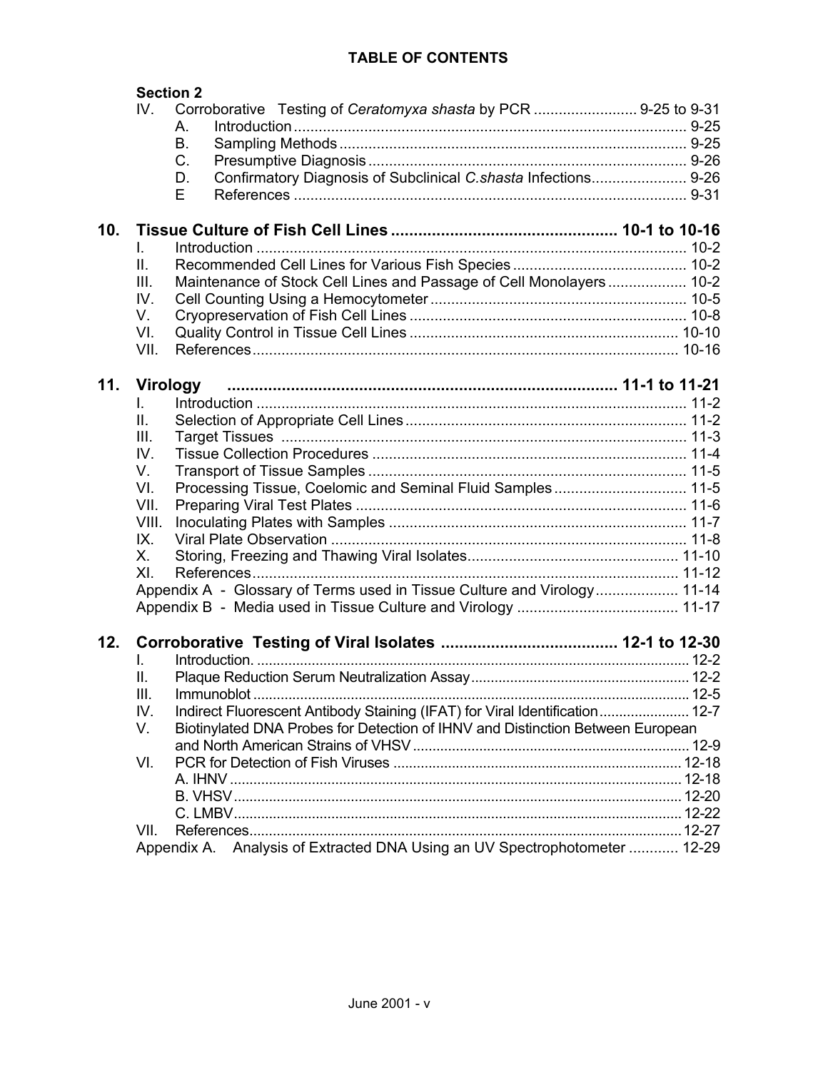## TABLE OF CONTENTS

**Section 2**

IV. Corroborative Testing of *Ceratomyxa shasta* by PCR ......................... 9-25 to 9-31
- A. Introduction ............................................................................................... 9-25
- B. Sampling Methods .................................................................................... 9-25
- C. Presumptive Diagnosis ............................................................................. 9-26
- D. Confirmatory Diagnosis of Subclinical *C.shasta* Infections....................... 9-26
- E References ............................................................................................... 9-31

## 10. Tissue Culture of Fish Cell Lines ................................................ 10-1 to 10-16

- I. Introduction ........................................................................................................ 10-2
- II. Recommended Cell Lines for Various Fish Species .......................................... 10-2
- III. Maintenance of Stock Cell Lines and Passage of Cell Monolayers ................... 10-2
- IV. Cell Counting Using a Hemocytometer .............................................................. 10-5
- V. Cryopreservation of Fish Cell Lines ................................................................... 10-8
- VI. Quality Control in Tissue Cell Lines ................................................................. 10-10
- VII. References ...................................................................................................... 10-16

## 11. Virology ...................................................................................... 11-1 to 11-21

- I. Introduction ........................................................................................................ 11-2
- II. Selection of Appropriate Cell Lines .................................................................... 11-2
- III. Target Tissues .................................................................................................. 11-3
- IV. Tissue Collection Procedures ............................................................................ 11-4
- V. Transport of Tissue Samples ............................................................................. 11-5
- VI. Processing Tissue, Coelomic and Seminal Fluid Samples ................................ 11-5
- VII. Preparing Viral Test Plates ................................................................................ 11-6
- VIII. Inoculating Plates with Samples ........................................................................ 11-7
- IX. Viral Plate Observation ...................................................................................... 11-8
- X. Storing, Freezing and Thawing Viral Isolates................................................... 11-10
- XI. References ....................................................................................................... 11-12

Appendix A - Glossary of Terms used in Tissue Culture and Virology.................... 11-14

Appendix B - Media used in Tissue Culture and Virology ....................................... 11-17

## 12. Corroborative Testing of Viral Isolates ...................................... 12-1 to 12-30

- I. Introduction. ........................................................................................................ 12-2
- II. Plaque Reduction Serum Neutralization Assay ................................................... 12-2
- III. Immunoblot ......................................................................................................... 12-5
- IV. Indirect Fluorescent Antibody Staining (IFAT) for Viral Identification ................... 12-7
- V. Biotinylated DNA Probes for Detection of IHNV and Distinction Between European and North American Strains of VHSV ..................................................................... 12-9
- VI. PCR for Detection of Fish Viruses ..................................................................... 12-18
  - A. IHNV ............................................................................................................. 12-18
  - B. VHSV ............................................................................................................. 12-20
  - C. LMBV ............................................................................................................. 12-22
- VII. References ........................................................................................................ 12-27

Appendix A. Analysis of Extracted DNA Using an UV Spectrophotometer ............ 12-29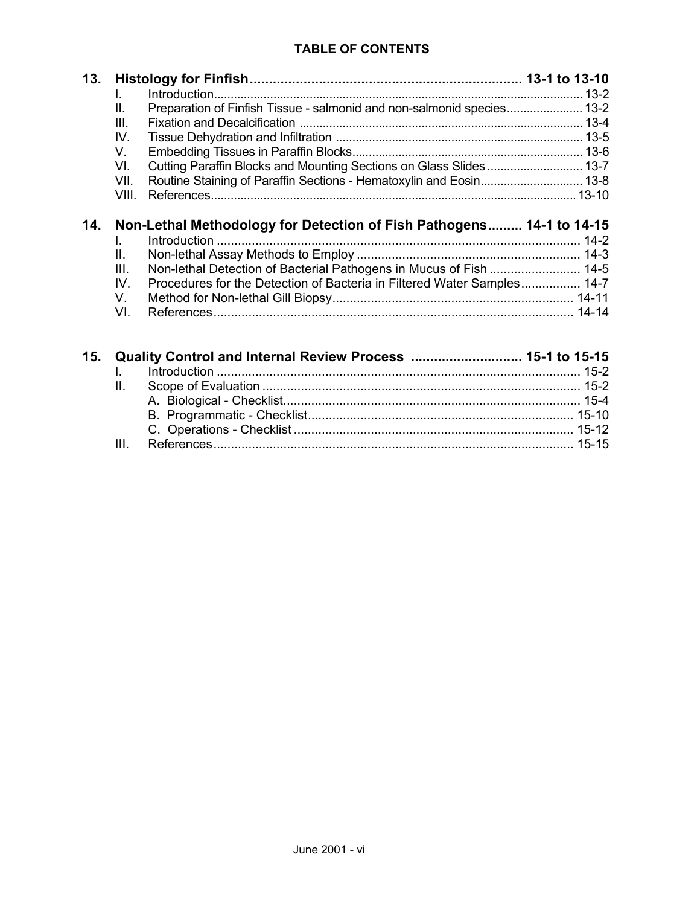**TABLE OF CONTENTS**

**13. Histology for Finfish ........................................................................ 13-1 to 13-10**

- I. Introduction ........................................................................ 13-2
- II. Preparation of Finfish Tissue - salmonid and non-salmonid species ........................ 13-2
- III. Fixation and Decalcification ........................................................................ 13-4
- IV. Tissue Dehydration and Infiltration ........................................................................ 13-5
- V. Embedding Tissues in Paraffin Blocks ........................................................................ 13-6
- VI. Cutting Paraffin Blocks and Mounting Sections on Glass Slides ........................ 13-7
- VII. Routine Staining of Paraffin Sections - Hematoxylin and Eosin ........................ 13-8
- VIII. References ........................................................................ 13-10

**14. Non-Lethal Methodology for Detection of Fish Pathogens ......... 14-1 to 14-15**

- I. Introduction ........................................................................ 14-2
- II. Non-lethal Assay Methods to Employ ........................................................................ 14-3
- III. Non-lethal Detection of Bacterial Pathogens in Mucus of Fish ........................ 14-5
- IV. Procedures for the Detection of Bacteria in Filtered Water Samples ................. 14-7
- V. Method for Non-lethal Gill Biopsy ........................................................................ 14-11
- VI. References ........................................................................ 14-14

**15. Quality Control and Internal Review Process ............................ 15-1 to 15-15**

- I. Introduction ........................................................................ 15-2
- II. Scope of Evaluation ........................................................................ 15-2
  - A. Biological - Checklist ........................................................................ 15-4
  - B. Programmatic - Checklist ........................................................................ 15-10
  - C. Operations - Checklist ........................................................................ 15-12
- III. References ........................................................................ 15-15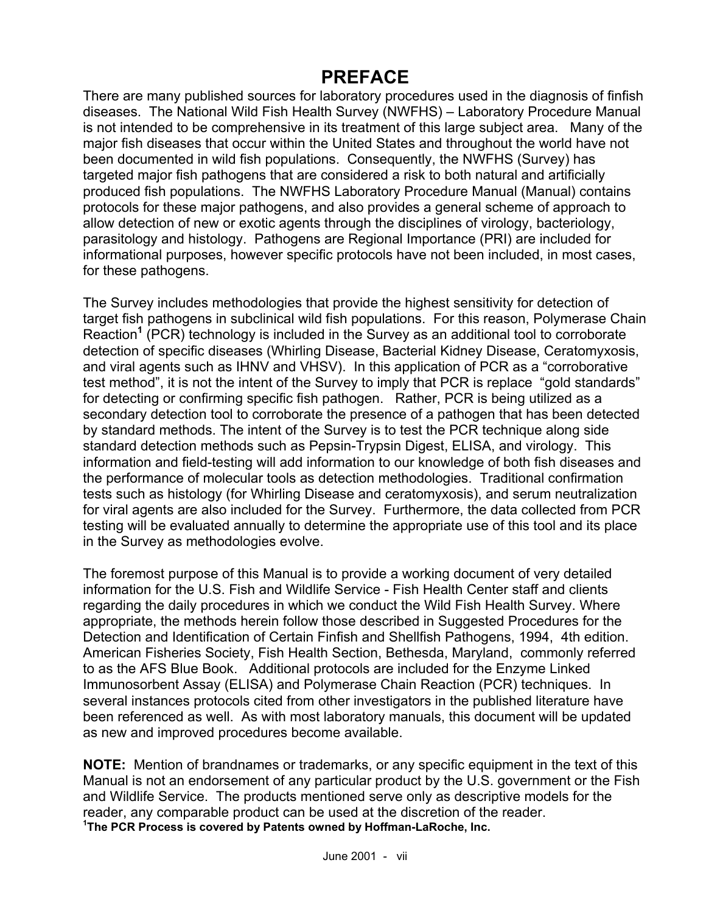# PREFACE

There are many published sources for laboratory procedures used in the diagnosis of finfish diseases. The National Wild Fish Health Survey (NWFHS) – Laboratory Procedure Manual is not intended to be comprehensive in its treatment of this large subject area. Many of the major fish diseases that occur within the United States and throughout the world have not been documented in wild fish populations. Consequently, the NWFHS (Survey) has targeted major fish pathogens that are considered a risk to both natural and artificially produced fish populations. The NWFHS Laboratory Procedure Manual (Manual) contains protocols for these major pathogens, and also provides a general scheme of approach to allow detection of new or exotic agents through the disciplines of virology, bacteriology, parasitology and histology. Pathogens are Regional Importance (PRI) are included for informational purposes, however specific protocols have not been included, in most cases, for these pathogens.

The Survey includes methodologies that provide the highest sensitivity for detection of target fish pathogens in subclinical wild fish populations. For this reason, Polymerase Chain Reaction[1] (PCR) technology is included in the Survey as an additional tool to corroborate detection of specific diseases (Whirling Disease, Bacterial Kidney Disease, Ceratomyxosis, and viral agents such as IHNV and VHSV). In this application of PCR as a "corroborative test method", it is not the intent of the Survey to imply that PCR is replace "gold standards" for detecting or confirming specific fish pathogen. Rather, PCR is being utilized as a secondary detection tool to corroborate the presence of a pathogen that has been detected by standard methods. The intent of the Survey is to test the PCR technique along side standard detection methods such as Pepsin-Trypsin Digest, ELISA, and virology. This information and field-testing will add information to our knowledge of both fish diseases and the performance of molecular tools as detection methodologies. Traditional confirmation tests such as histology (for Whirling Disease and ceratomyxosis), and serum neutralization for viral agents are also included for the Survey. Furthermore, the data collected from PCR testing will be evaluated annually to determine the appropriate use of this tool and its place in the Survey as methodologies evolve.

The foremost purpose of this Manual is to provide a working document of very detailed information for the U.S. Fish and Wildlife Service - Fish Health Center staff and clients regarding the daily procedures in which we conduct the Wild Fish Health Survey. Where appropriate, the methods herein follow those described in Suggested Procedures for the Detection and Identification of Certain Finfish and Shellfish Pathogens, 1994, 4th edition. American Fisheries Society, Fish Health Section, Bethesda, Maryland, commonly referred to as the AFS Blue Book. Additional protocols are included for the Enzyme Linked Immunosorbent Assay (ELISA) and Polymerase Chain Reaction (PCR) techniques. In several instances protocols cited from other investigators in the published literature have been referenced as well. As with most laboratory manuals, this document will be updated as new and improved procedures become available.

**NOTE:** Mention of brandnames or trademarks, or any specific equipment in the text of this Manual is not an endorsement of any particular product by the U.S. government or the Fish and Wildlife Service. The products mentioned serve only as descriptive models for the reader, any comparable product can be used at the discretion of the reader.

**[1]The PCR Process is covered by Patents owned by Hoffman-LaRoche, Inc.**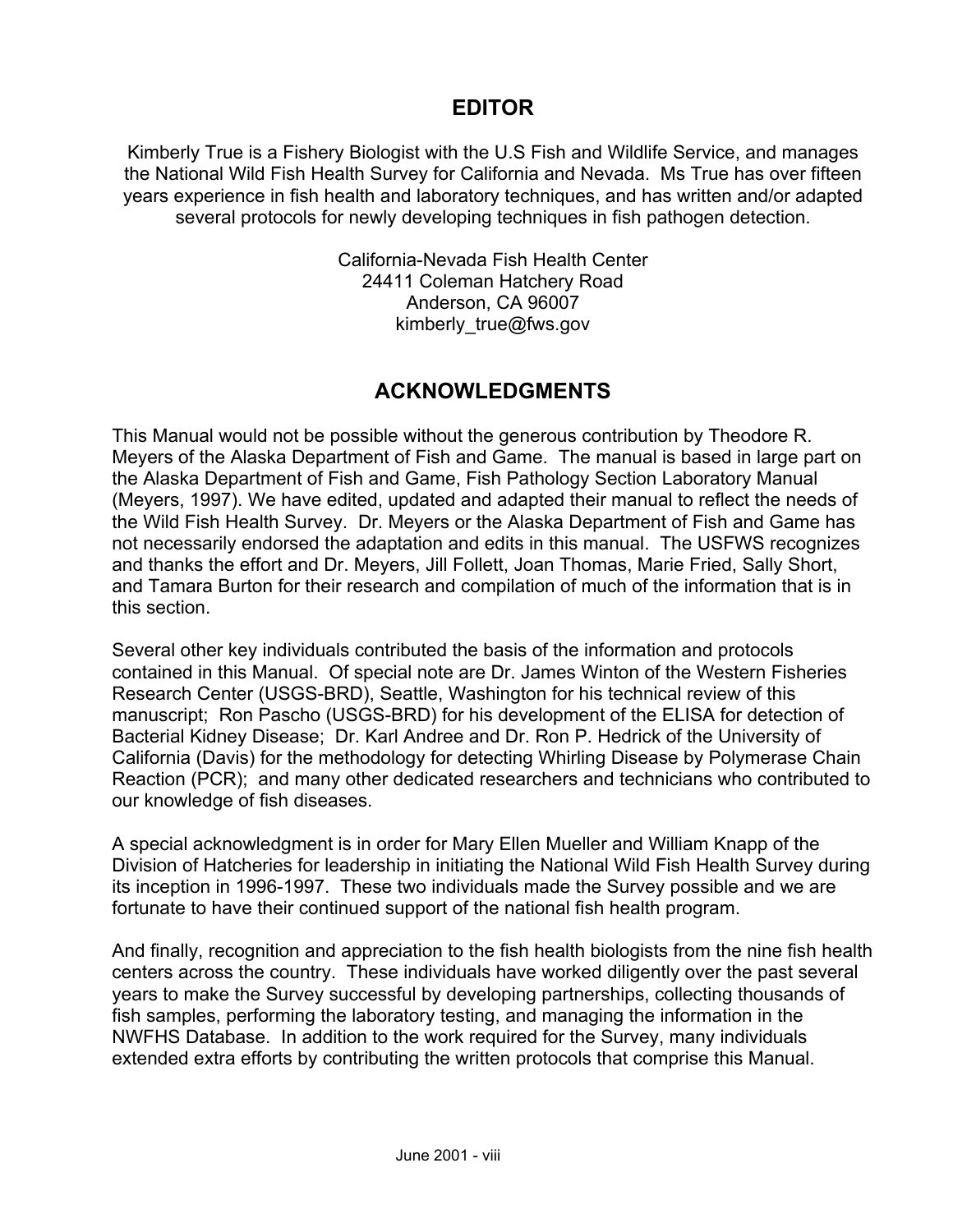## EDITOR

Kimberly True is a Fishery Biologist with the U.S Fish and Wildlife Service, and manages the National Wild Fish Health Survey for California and Nevada. Ms True has over fifteen years experience in fish health and laboratory techniques, and has written and/or adapted several protocols for newly developing techniques in fish pathogen detection.

California-Nevada Fish Health Center
24411 Coleman Hatchery Road
Anderson, CA 96007
kimberly_true@fws.gov

## ACKNOWLEDGMENTS

This Manual would not be possible without the generous contribution by Theodore R. Meyers of the Alaska Department of Fish and Game. The manual is based in large part on the Alaska Department of Fish and Game, Fish Pathology Section Laboratory Manual (Meyers, 1997). We have edited, updated and adapted their manual to reflect the needs of the Wild Fish Health Survey. Dr. Meyers or the Alaska Department of Fish and Game has not necessarily endorsed the adaptation and edits in this manual. The USFWS recognizes and thanks the effort and Dr. Meyers, Jill Follett, Joan Thomas, Marie Fried, Sally Short, and Tamara Burton for their research and compilation of much of the information that is in this section.

Several other key individuals contributed the basis of the information and protocols contained in this Manual. Of special note are Dr. James Winton of the Western Fisheries Research Center (USGS-BRD), Seattle, Washington for his technical review of this manuscript; Ron Pascho (USGS-BRD) for his development of the ELISA for detection of Bacterial Kidney Disease; Dr. Karl Andree and Dr. Ron P. Hedrick of the University of California (Davis) for the methodology for detecting Whirling Disease by Polymerase Chain Reaction (PCR); and many other dedicated researchers and technicians who contributed to our knowledge of fish diseases.

A special acknowledgment is in order for Mary Ellen Mueller and William Knapp of the Division of Hatcheries for leadership in initiating the National Wild Fish Health Survey during its inception in 1996-1997. These two individuals made the Survey possible and we are fortunate to have their continued support of the national fish health program.

And finally, recognition and appreciation to the fish health biologists from the nine fish health centers across the country. These individuals have worked diligently over the past several years to make the Survey successful by developing partnerships, collecting thousands of fish samples, performing the laboratory testing, and managing the information in the NWFHS Database. In addition to the work required for the Survey, many individuals extended extra efforts by contributing the written protocols that comprise this Manual.